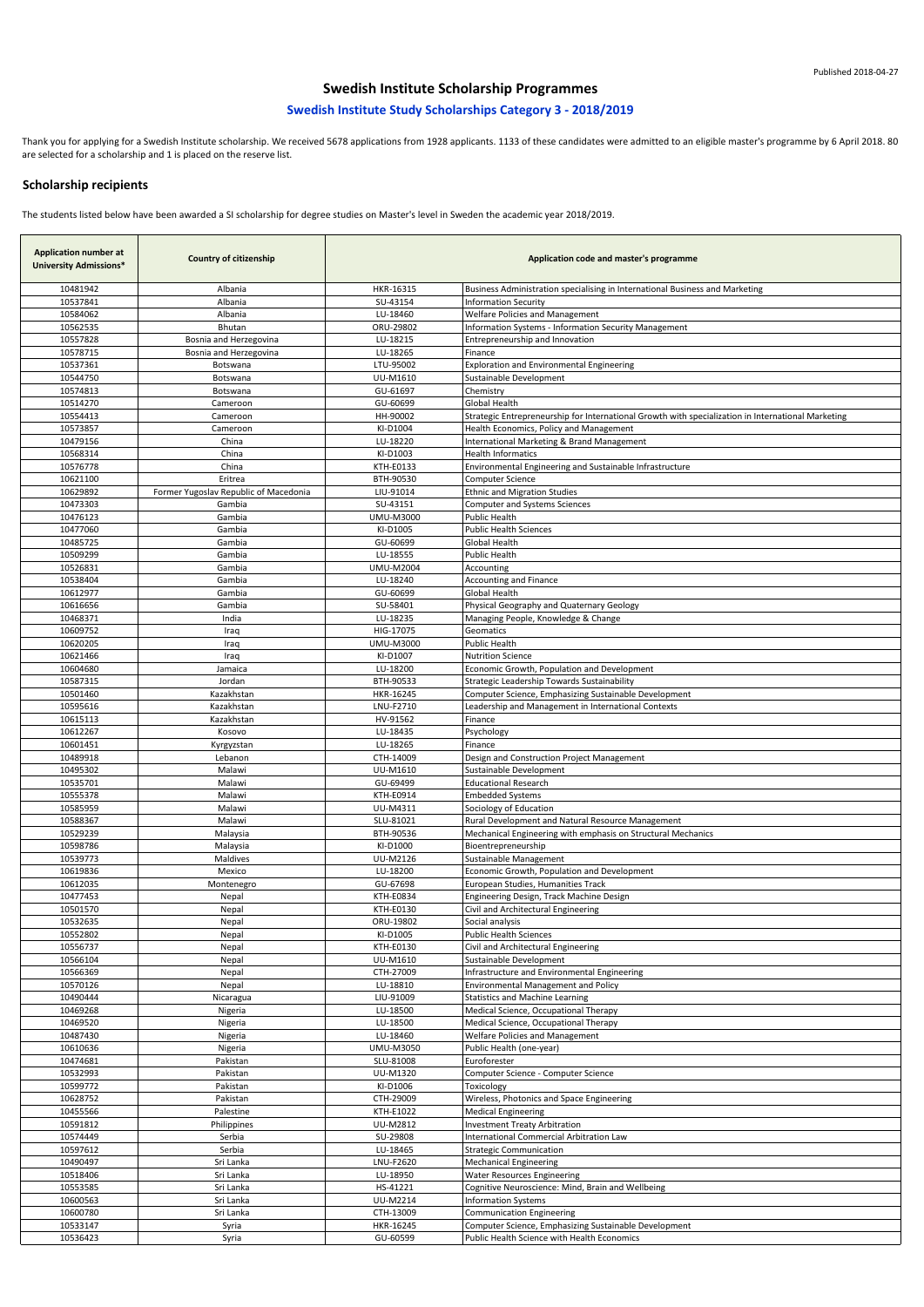Published 2018-04-27

# Swedish Institute Scholarship Programmes

## Swedish Institute Study Scholarships Category 3 - 2018/2019

Thank you for applying for a Swedish Institute scholarship. We received 5678 applications from 1928 applicants. 1133 of these candidates were admitted to an eligible master's programme by 6 April 2018. 80 are selected for a scholarship and 1 is placed on the reserve list.

### Scholarship recipients

The students listed below have been awarded a SI scholarship for degree studies on Master's level in Sweden the academic year 2018/2019.

| Application number at University Admissions* | Country of citizenship | Application code and master's programme | |
|---|---|---|---|
| 10481942 | Albania | HKR-16315 | Business Administration specialising in International Business and Marketing |
| 10537841 | Albania | SU-43154 | Information Security |
| 10584062 | Albania | LU-18460 | Welfare Policies and Management |
| 10562535 | Bhutan | ORU-29802 | Information Systems - Information Security Management |
| 10557828 | Bosnia and Herzegovina | LU-18215 | Entrepreneurship and Innovation |
| 10578715 | Bosnia and Herzegovina | LU-18265 | Finance |
| 10537361 | Botswana | LTU-95002 | Exploration and Environmental Engineering |
| 10544750 | Botswana | UU-M1610 | Sustainable Development |
| 10574813 | Botswana | GU-61697 | Chemistry |
| 10514270 | Cameroon | GU-60699 | Global Health |
| 10554413 | Cameroon | HH-90002 | Strategic Entrepreneurship for International Growth with specialization in International Marketing |
| 10573857 | Cameroon | KI-D1004 | Health Economics, Policy and Management |
| 10479156 | China | LU-18220 | International Marketing & Brand Management |
| 10568314 | China | KI-D1003 | Health Informatics |
| 10576778 | China | KTH-E0133 | Environmental Engineering and Sustainable Infrastructure |
| 10621100 | Eritrea | BTH-90530 | Computer Science |
| 10629892 | Former Yugoslav Republic of Macedonia | LIU-91014 | Ethnic and Migration Studies |
| 10473303 | Gambia | SU-43151 | Computer and Systems Sciences |
| 10476123 | Gambia | UMU-M3000 | Public Health |
| 10477060 | Gambia | KI-D1005 | Public Health Sciences |
| 10485725 | Gambia | GU-60699 | Global Health |
| 10509299 | Gambia | LU-18555 | Public Health |
| 10526831 | Gambia | UMU-M2004 | Accounting |
| 10538404 | Gambia | LU-18240 | Accounting and Finance |
| 10612977 | Gambia | GU-60699 | Global Health |
| 10616656 | Gambia | SU-58401 | Physical Geography and Quaternary Geology |
| 10468371 | India | LU-18235 | Managing People, Knowledge & Change |
| 10609752 | Iraq | HIG-17075 | Geomatics |
| 10620205 | Iraq | UMU-M3000 | Public Health |
| 10621466 | Iraq | KI-D1007 | Nutrition Science |
| 10604680 | Jamaica | LU-18200 | Economic Growth, Population and Development |
| 10587315 | Jordan | BTH-90533 | Strategic Leadership Towards Sustainability |
| 10501460 | Kazakhstan | HKR-16245 | Computer Science, Emphasizing Sustainable Development |
| 10595616 | Kazakhstan | LNU-F2710 | Leadership and Management in International Contexts |
| 10615113 | Kazakhstan | HV-91562 | Finance |
| 10612267 | Kosovo | LU-18435 | Psychology |
| 10601451 | Kyrgyzstan | LU-18265 | Finance |
| 10489918 | Lebanon | CTH-14009 | Design and Construction Project Management |
| 10495302 | Malawi | UU-M1610 | Sustainable Development |
| 10535701 | Malawi | GU-69499 | Educational Research |
| 10555378 | Malawi | KTH-E0914 | Embedded Systems |
| 10585959 | Malawi | UU-M4311 | Sociology of Education |
| 10588367 | Malawi | SLU-81021 | Rural Development and Natural Resource Management |
| 10529239 | Malaysia | BTH-90536 | Mechanical Engineering with emphasis on Structural Mechanics |
| 10598786 | Malaysia | KI-D1000 | Bioentrepreneurship |
| 10539773 | Maldives | UU-M2126 | Sustainable Management |
| 10619836 | Mexico | LU-18200 | Economic Growth, Population and Development |
| 10612035 | Montenegro | GU-67698 | European Studies, Humanities Track |
| 10477453 | Nepal | KTH-E0834 | Engineering Design, Track Machine Design |
| 10501570 | Nepal | KTH-E0130 | Civil and Architectural Engineering |
| 10532635 | Nepal | ORU-19802 | Social analysis |
| 10552802 | Nepal | KI-D1005 | Public Health Sciences |
| 10556737 | Nepal | KTH-E0130 | Civil and Architectural Engineering |
| 10566104 | Nepal | UU-M1610 | Sustainable Development |
| 10566369 | Nepal | CTH-27009 | Infrastructure and Environmental Engineering |
| 10570126 | Nepal | LU-18810 | Environmental Management and Policy |
| 10490444 | Nicaragua | LIU-91009 | Statistics and Machine Learning |
| 10469268 | Nigeria | LU-18500 | Medical Science, Occupational Therapy |
| 10469520 | Nigeria | LU-18500 | Medical Science, Occupational Therapy |
| 10487430 | Nigeria | LU-18460 | Welfare Policies and Management |
| 10610636 | Nigeria | UMU-M3050 | Public Health (one-year) |
| 10474681 | Pakistan | SLU-81008 | Euroforester |
| 10532993 | Pakistan | UU-M1320 | Computer Science - Computer Science |
| 10599772 | Pakistan | KI-D1006 | Toxicology |
| 10628752 | Pakistan | CTH-29009 | Wireless, Photonics and Space Engineering |
| 10455566 | Palestine | KTH-E1022 | Medical Engineering |
| 10591812 | Philippines | UU-M2812 | Investment Treaty Arbitration |
| 10574449 | Serbia | SU-29808 | International Commercial Arbitration Law |
| 10597612 | Serbia | LU-18465 | Strategic Communication |
| 10490497 | Sri Lanka | LNU-F2620 | Mechanical Engineering |
| 10518406 | Sri Lanka | LU-18950 | Water Resources Engineering |
| 10553585 | Sri Lanka | HS-41221 | Cognitive Neuroscience: Mind, Brain and Wellbeing |
| 10600563 | Sri Lanka | UU-M2214 | Information Systems |
| 10600780 | Sri Lanka | CTH-13009 | Communication Engineering |
| 10533147 | Syria | HKR-16245 | Computer Science, Emphasizing Sustainable Development |
| 10536423 | Syria | GU-60599 | Public Health Science with Health Economics |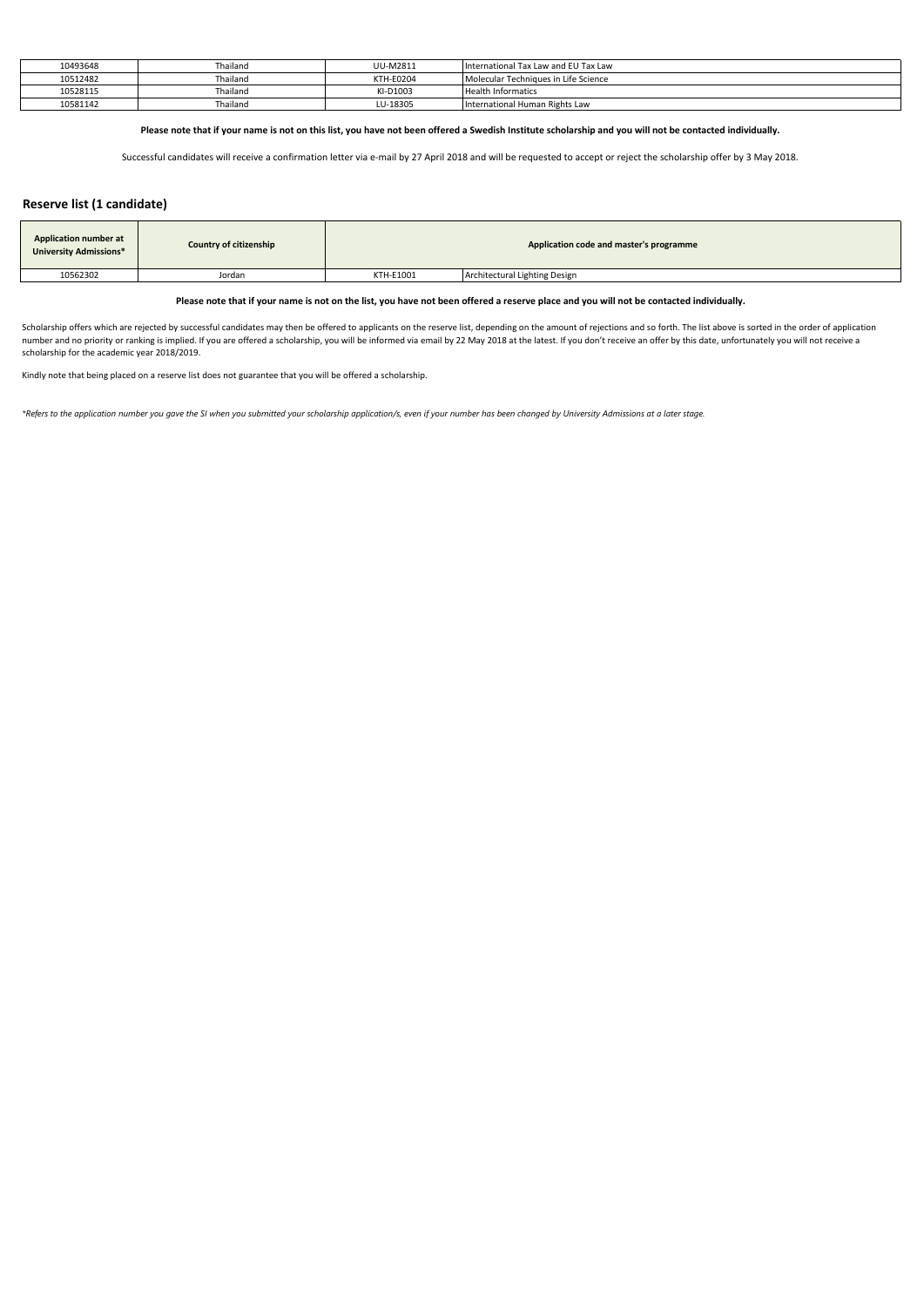| | | | |
|---|---|---|---|
| 10493648 | Thailand | UU-M2811 | International Tax Law and EU Tax Law |
| 10512482 | Thailand | KTH-E0204 | Molecular Techniques in Life Science |
| 10528115 | Thailand | KI-D1003 | Health Informatics |
| 10581142 | Thailand | LU-18305 | International Human Rights Law |

**Please note that if your name is not on this list, you have not been offered a Swedish Institute scholarship and you will not be contacted individually.**

Successful candidates will receive a confirmation letter via e-mail by 27 April 2018 and will be requested to accept or reject the scholarship offer by 3 May 2018.

## Reserve list (1 candidate)

| Application number at University Admissions* | Country of citizenship | Application code and master's programme | |
|---|---|---|---|
| 10562302 | Jordan | KTH-E1001 | Architectural Lighting Design |

**Please note that if your name is not on the list, you have not been offered a reserve place and you will not be contacted individually.**

Scholarship offers which are rejected by successful candidates may then be offered to applicants on the reserve list, depending on the amount of rejections and so forth. The list above is sorted in the order of application number and no priority or ranking is implied. If you are offered a scholarship, you will be informed via email by 22 May 2018 at the latest. If you don't receive an offer by this date, unfortunately you will not receive a scholarship for the academic year 2018/2019.

Kindly note that being placed on a reserve list does not guarantee that you will be offered a scholarship.

*\*Refers to the application number you gave the SI when you submitted your scholarship application/s, even if your number has been changed by University Admissions at a later stage.*